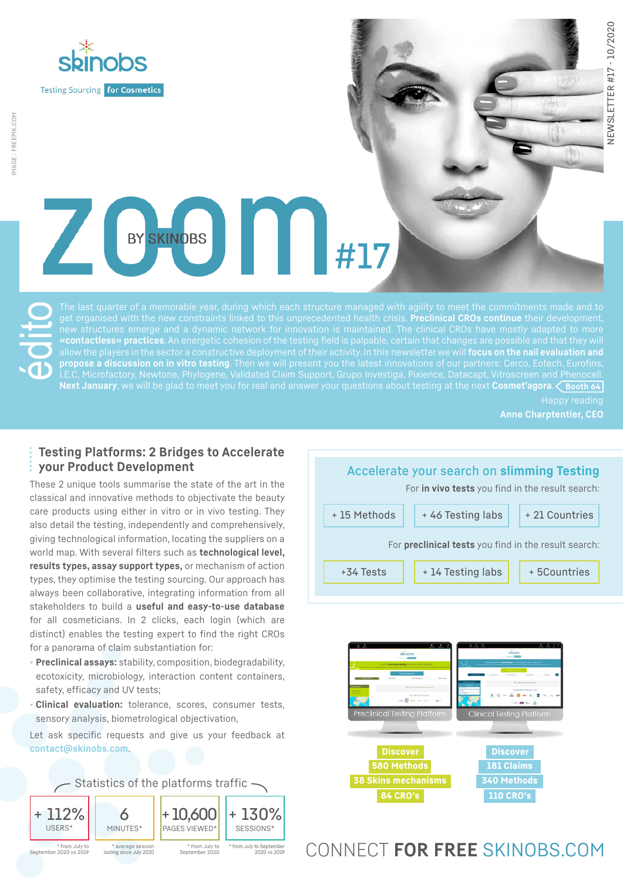skinobs

Testing Sourcing **for Cosmetics**

IMAGE : FREEPIK.COM

NEWSLETTER #17 - 10/2020

# ZOOM BY SKINOBS #17

## édito

The last quarter of a memorable year, during which each structure managed with agility to meet the commitments made and to get organised with the new constraints linked to this unprecedented health crisis. **Preclinical CROs continue** their development, new structures emerge and a dynamic network for innovation is maintained. The clinical CROs have mostly adapted to more **«contactless» practices**. An energetic cohesion of the testing field is palpable, certain that changes are possible and that they will allow the players in the sector a constructive deployment of their activity. In this newsletter we will **focus on the nail evaluation and propose a discussion on in vitro testing**. Then we will present you the latest innovations of our partners: Cerco, Eotech, Eurofins, I.E.C, Microfactory, Newtone, Phylogene, Validated Claim Support, Grupo Investiga, Pixience, Datacapt, Vitroscreen and Phenocell. **Next January**, we will be glad to meet you for real and answer your questions about testing at the next **Cosmet'agora**. Booth 64

Happy reading

**Anne Charptentier, CEO**

## Testing Platforms: 2 Bridges to Accelerate your Product Development

These 2 unique tools summarise the state of the art in the classical and innovative methods to objectivate the beauty care products using either in vitro or in vivo testing. They also detail the testing, independently and comprehensively, giving technological information, locating the suppliers on a world map. With several filters such as **technological level, results types, assay support types,** or mechanism of action types, they optimise the testing sourcing. Our approach has always been collaborative, integrating information from all stakeholders to build a **useful and easy-to-use database** for all cosmeticians. In 2 clicks, each login (which are distinct) enables the testing expert to find the right CROs for a panorama of claim substantiation for:

- **Preclinical assays:** stability, composition, biodegradability, ecotoxicity, microbiology, interaction content containers, safety, efficacy and UV tests;
- **Clinical evaluation:** tolerance, scores, consumer tests, sensory analysis, biometrological objectivation,

Let ask specific requests and give us your feedback at contact@skinobs.com.

### Statistics of the platforms traffic

| + 112% | 6 | + 10,600 | + 130% |
|---|---|---|---|
| USERS* | MINUTES* | PAGES VIEWED* | SESSIONS* |
| * from July to September 2020 vs 2019 | * average session lasting since July 2020 | * from July to September 2020 | * from July to September 2020 vs 2019 |

### Accelerate your search on **slimming Testing**

For **in vivo tests** you find in the result search:

+ 15 Methods | + 46 Testing labs | + 21 Countries

For **preclinical tests** you find in the result search:

+34 Tests | + 14 Testing labs | + 5Countries

| Preclinical Testing Platform | Clinical Testing Platform |
|---|---|
| Discover | Discover |
| 580 Methods | 181 Claims |
| 38 Skins mechanisms | 340 Methods |
| 84 CRO's | 110 CRO's |

CONNECT **FOR FREE** SKINOBS.COM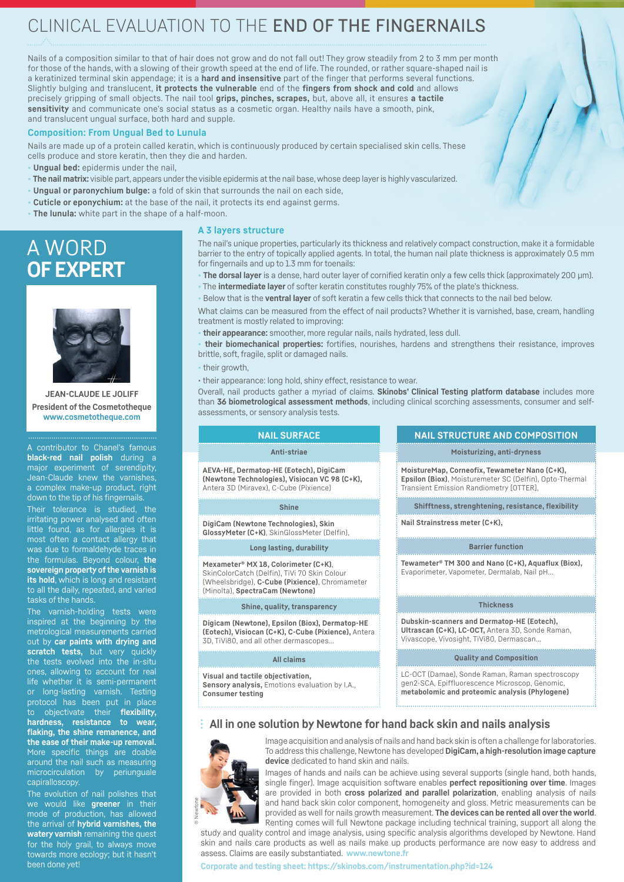# CLINICAL EVALUATION TO THE **END OF THE FINGERNAILS**

Nails of a composition similar to that of hair does not grow and do not fall out! They grow steadily from 2 to 3 mm per month for those of the hands, with a slowing of their growth speed at the end of life. The rounded, or rather square-shaped nail is a keratinized terminal skin appendage; it is a **hard and insensitive** part of the finger that performs several functions. Slightly bulging and translucent, **it protects the vulnerable** end of the **fingers from shock and cold** and allows precisely gripping of small objects. The nail tool **grips, pinches, scrapes,** but, above all, it ensures **a tactile sensitivity** and communicate one's social status as a cosmetic organ. Healthy nails have a smooth, pink, and translucent ungual surface, both hard and supple.

## Composition: From Ungual Bed to Lunula

Nails are made up of a protein called keratin, which is continuously produced by certain specialised skin cells. These cells produce and store keratin, then they die and harden.

- **Ungual bed:** epidermis under the nail,
- **The nail matrix:** visible part, appears under the visible epidermis at the nail base, whose deep layer is highly vascularized.
- **Ungual or paronychium bulge:** a fold of skin that surrounds the nail on each side,
- **Cuticle or eponychium:** at the base of the nail, it protects its end against germs.
- **The lunula:** white part in the shape of a half-moon.

## A 3 layers structure

The nail's unique properties, particularly its thickness and relatively compact construction, make it a formidable barrier to the entry of topically applied agents. In total, the human nail plate thickness is approximately 0.5 mm for fingernails and up to 1.3 mm for toenails:

- **The dorsal layer** is a dense, hard outer layer of cornified keratin only a few cells thick (approximately 200 µm).
- The **intermediate layer** of softer keratin constitutes roughly 75% of the plate's thickness.
- Below that is the **ventral layer** of soft keratin a few cells thick that connects to the nail bed below.

What claims can be measured from the effect of nail products? Whether it is varnished, base, cream, handling treatment is mostly related to improving:

- **their appearance:** smoother, more regular nails, nails hydrated, less dull.
- **their biomechanical properties:** fortifies, nourishes, hardens and strengthens their resistance, improves brittle, soft, fragile, split or damaged nails.
- their growth,
- their appearance: long hold, shiny effect, resistance to wear.

Overall, nail products gather a myriad of claims. **Skinobs' Clinical Testing platform database** includes more than **36 biometrological assessment methods**, including clinical scorching assessments, consumer and self-assessments, or sensory analysis tests.

| NAIL SURFACE | NAIL STRUCTURE AND COMPOSITION |
|---|---|
| **Anti-striae** | **Moisturizing, anti-dryness** |
| **AEVA-HE, Dermatop-HE (Eotech), DigiCam (Newtone Technologies), Visiocan VC 98 (C+K),** Antera 3D (Miravex), C-Cube (Pixience) | **MoistureMap, Corneofix, Tewameter Nano (C+K), Epsilon (Biox)**, Moisturemeter SC (Delfin), Opto-Thermal Transient Emission Radiometry [OTTER], |
| **Shine** | **Shifftness, strenghtening, resistance, flexibility** |
| **DigiCam (Newtone Technologies), Skin GlossyMeter (C+K)**, SkinGlossMeter (Delfin), | **Nail Strainstress meter (C+K),** |
| **Long lasting, durability** | **Barrier function** |
| **Mexameter® MX 18, Colorimeter (C+K)**, SkinColorCatch (Delfin), TiVi 70 Skin Colour (Wheelsbridge), **C-Cube (Pixience)**, Chromameter (Minolta), **SpectraCam (Newtone)** | **Tewameter® TM 300 and Nano (C+K), Aquaflux (Biox),** Evaporimeter, Vapometer, Dermalab, Nail pH... |
| **Shine, quality, transparency** | **Thickness** |
| **Digicam (Newtone), Epsilon (Biox), Dermatop-HE (Eotech), Visiocan (C+K), C-Cube (Pixience),** Antera 3D, TiVi80, and all other dermascopes... | **Dubskin-scanners and Dermatop-HE (Eotech), Ultrascan (C+K), LC-OCT,** Antera 3D, Sonde Raman, Vivascope, Vivosight, TiVi80, Dermascan... |
| **All claims** | **Quality and Composition** |
| **Visual and tactile objectivation, Sensory analysis,** Emotions evaluation by I.A., **Consumer testing** | LC-OCT (Damae), Sonde Raman, Raman spectroscopy gen2-SCA, Epiffluorescence Microscop, Genomic, **metabolomic and proteomic analysis (Phylogene)** |

## A WORD **OF EXPERT**

**JEAN-CLAUDE LE JOLIFF**
**President of the Cosmetotheque**
www.cosmetotheque.com

A contributor to Chanel's famous **black-red nail polish** during a major experiment of serendipity, Jean-Claude knew the varnishes, a complex make-up product, right down to the tip of his fingernails.

Their tolerance is studied, the irritating power analysed and often little found, as for allergies it is most often a contact allergy that was due to formaldehyde traces in the formulas. Beyond colour, **the sovereign property of the varnish is its hold**, which is long and resistant to all the daily, repeated, and varied tasks of the hands.

The varnish-holding tests were inspired at the beginning by the metrological measurements carried out by **car paints with drying and scratch tests,** but very quickly the tests evolved into the in-situ ones, allowing to account for real life whether it is semi-permanent or long-lasting varnish. Testing protocol has been put in place to objectivate their **flexibility, hardness, resistance to wear, flaking, the shine remanence, and the ease of their make-up removal.** More specific things are doable around the nail such as measuring microcirculation by periunguale capirallosсopy.

The evolution of nail polishes that we would like **greener** in their mode of production, has allowed the arrival of **hybrid varnishes, the watery varnish** remaining the quest for the holy grail, to always move towards more ecology; but it hasn't been done yet!

## All in one solution by Newtone for hand back skin and nails analysis

Image acquisition and analysis of nails and hand back skin is often a challenge for laboratories. To address this challenge, Newtone has developed **DigiCam, a high-resolution image capture device** dedicated to hand skin and nails.

Images of hands and nails can be achieve using several supports (single hand, both hands, single finger). Image acquisition software enables **perfect repositioning over time**. Images are provided in both **cross polarized and parallel polarization**, enabling analysis of nails and hand back skin color component, homogeneity and gloss. Metric measurements can be provided as well for nails growth measurement. **The devices can be rented all over the world**. Renting comes will full Newtone package including technical training, support all along the study and quality control and image analysis, using specific analysis algorithms developed by Newtone. Hand skin and nails care products as well as nails make up products performance are now easy to address and assess. Claims are easily substantiated. www.newtone.fr

© Newtone

Corporate and testing sheet: https://skinobs.com/instrumentation.php?id=124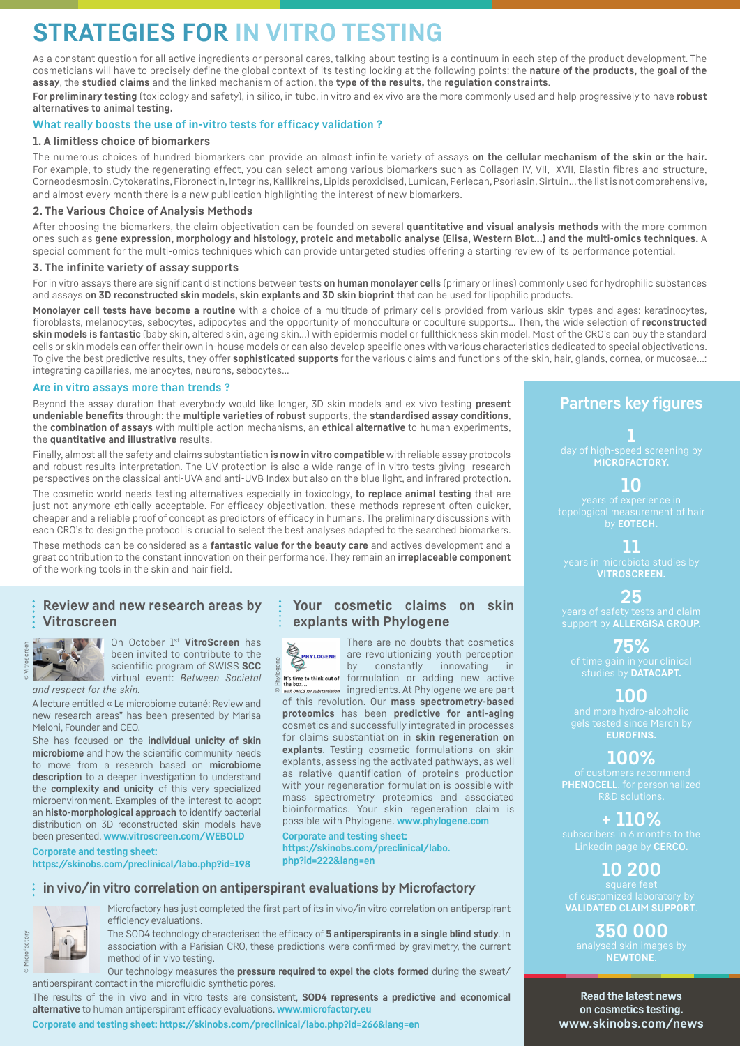# STRATEGIES FOR IN VITRO TESTING

As a constant question for all active ingredients or personal cares, talking about testing is a continuum in each step of the product development. The cosmeticians will have to precisely define the global context of its testing looking at the following points: the **nature of the products,** the **goal of the assay**, the **studied claims** and the linked mechanism of action, the **type of the results,** the **regulation constraints**.

**For preliminary testing** (toxicology and safety), in silico, in tubo, in vitro and ex vivo are the more commonly used and help progressively to have **robust alternatives to animal testing.**

### What really boosts the use of in-vitro tests for efficacy validation ?

#### 1. A limitless choice of biomarkers

The numerous choices of hundred biomarkers can provide an almost infinite variety of assays **on the cellular mechanism of the skin or the hair.** For example, to study the regenerating effect, you can select among various biomarkers such as Collagen IV, VII, XVII, Elastin fibres and structure, Corneodesmosin, Cytokeratins, Fibronectin, Integrins, Kallikreins, Lipids peroxidised, Lumican, Perlecan, Psoriasin, Sirtuin… the list is not comprehensive, and almost every month there is a new publication highlighting the interest of new biomarkers.

#### 2. The Various Choice of Analysis Methods

After choosing the biomarkers, the claim objectivation can be founded on several **quantitative and visual analysis methods** with the more common ones such as **gene expression, morphology and histology, proteic and metabolic analyse (Elisa, Western Blot…) and the multi-omics techniques.** A special comment for the multi-omics techniques which can provide untargeted studies offering a starting review of its performance potential.

#### 3. The infinite variety of assay supports

For in vitro assays there are significant distinctions between tests **on human monolayer cells** (primary or lines) commonly used for hydrophilic substances and assays **on 3D reconstructed skin models, skin explants and 3D skin bioprint** that can be used for lipophilic products.

**Monolayer cell tests have become a routine** with a choice of a multitude of primary cells provided from various skin types and ages: keratinocytes, fibroblasts, melanocytes, sebocytes, adipocytes and the opportunity of monoculture or coculture supports… Then, the wide selection of **reconstructed skin models is fantastic** (baby skin, altered skin, ageing skin…) with epidermis model or fullthickness skin model. Most of the CRO's can buy the standard cells or skin models can offer their own in-house models or can also develop specific ones with various characteristics dedicated to special objectivations. To give the best predictive results, they offer **sophisticated supports** for the various claims and functions of the skin, hair, glands, cornea, or mucosae…: integrating capillaries, melanocytes, neurons, sebocytes…

### Are in vitro assays more than trends ?

Beyond the assay duration that everybody would like longer, 3D skin models and ex vivo testing **present undeniable benefits** through: the **multiple varieties of robust** supports, the **standardised assay conditions**, the **combination of assays** with multiple action mechanisms, an **ethical alternative** to human experiments, the **quantitative and illustrative** results.

Finally, almost all the safety and claims substantiation **is now in vitro compatible** with reliable assay protocols and robust results interpretation. The UV protection is also a wide range of in vitro tests giving research perspectives on the classical anti-UVA and anti-UVB Index but also on the blue light, and infrared protection.

The cosmetic world needs testing alternatives especially in toxicology, **to replace animal testing** that are just not anymore ethically acceptable. For efficacy objectivation, these methods represent often quicker, cheaper and a reliable proof of concept as predictors of efficacy in humans. The preliminary discussions with each CRO's to design the protocol is crucial to select the best analyses adapted to the searched biomarkers.

These methods can be considered as a **fantastic value for the beauty care** and actives development and a great contribution to the constant innovation on their performance. They remain an **irreplaceable component** of the working tools in the skin and hair field.

## Review and new research areas by Vitroscreen

On October 1st **VitroScreen** has been invited to contribute to the scientific program of SWISS **SCC** virtual event: *Between Societal and respect for the skin.*

A lecture entitled « Le microbiome cutané: Review and new research areas" has been presented by Marisa Meloni, Founder and CEO.

She has focused on the **individual unicity of skin microbiome** and how the scientific community needs to move from a research based on **microbiome description** to a deeper investigation to understand the **complexity and unicity** of this very specialized microenvironment. Examples of the interest to adopt an **histo-morphological approach** to identify bacterial distribution on 3D reconstructed skin models have been presented. **www.vitroscreen.com/WEBOLD**

**Corporate and testing sheet: https://skinobs.com/preclinical/labo.php?id=198**

## Your cosmetic claims on skin explants with Phylogene

There are no doubts that cosmetics are revolutionizing youth perception by constantly innovating in formulation or adding new active ingredients. At Phylogene we are part of this revolution. Our **mass spectrometry-based proteomics** has been **predictive for anti-aging** cosmetics and successfully integrated in processes for claims substantiation in **skin regeneration on explants**. Testing cosmetic formulations on skin explants, assessing the activated pathways, as well as relative quantification of proteins production with your regeneration formulation is possible with mass spectrometry proteomics and associated bioinformatics. Your skin regeneration claim is possible with Phylogene. **www.phylogene.com**

**Corporate and testing sheet: https://skinobs.com/preclinical/labo.php?id=222&lang=en**

## in vivo/in vitro correlation on antiperspirant evaluations by Microfactory

Microfactory has just completed the first part of its in vivo/in vitro correlation on antiperspirant efficiency evaluations.

The SOD4 technology characterised the efficacy of **5 antiperspirants in a single blind study**. In association with a Parisian CRO, these predictions were confirmed by gravimetry, the current method of in vivo testing.

Our technology measures the **pressure required to expel the clots formed** during the sweat/antiperspirant contact in the microfluidic synthetic pores.

The results of the in vivo and in vitro tests are consistent, **SOD4 represents a predictive and economical alternative** to human antiperspirant efficacy evaluations. **www.microfactory.eu**

**Corporate and testing sheet: https://skinobs.com/preclinical/labo.php?id=266&lang=en**

## Partners key figures

**1** day of high-speed screening by **MICROFACTORY.**

**10** years of experience in topological measurement of hair by **EOTECH.**

**11** years in microbiota studies by **VITROSCREEN.**

**25** years of safety tests and claim support by **ALLERGISA GROUP.**

**75%** of time gain in your clinical studies by **DATACAPT.**

**100** and more hydro-alcoholic gels tested since March by **EUROFINS.**

**100%** of customers recommend **PHENOCELL**, for personnalized R&D solutions.

**+ 110%** subscribers in 6 months to the Linkedin page by **CERCO.**

**10 200** square feet of customized laboratory by **VALIDATED CLAIM SUPPORT**.

**350 000** analysed skin images by **NEWTONE**.

**Read the latest news on cosmetics testing. www.skinobs.com/news**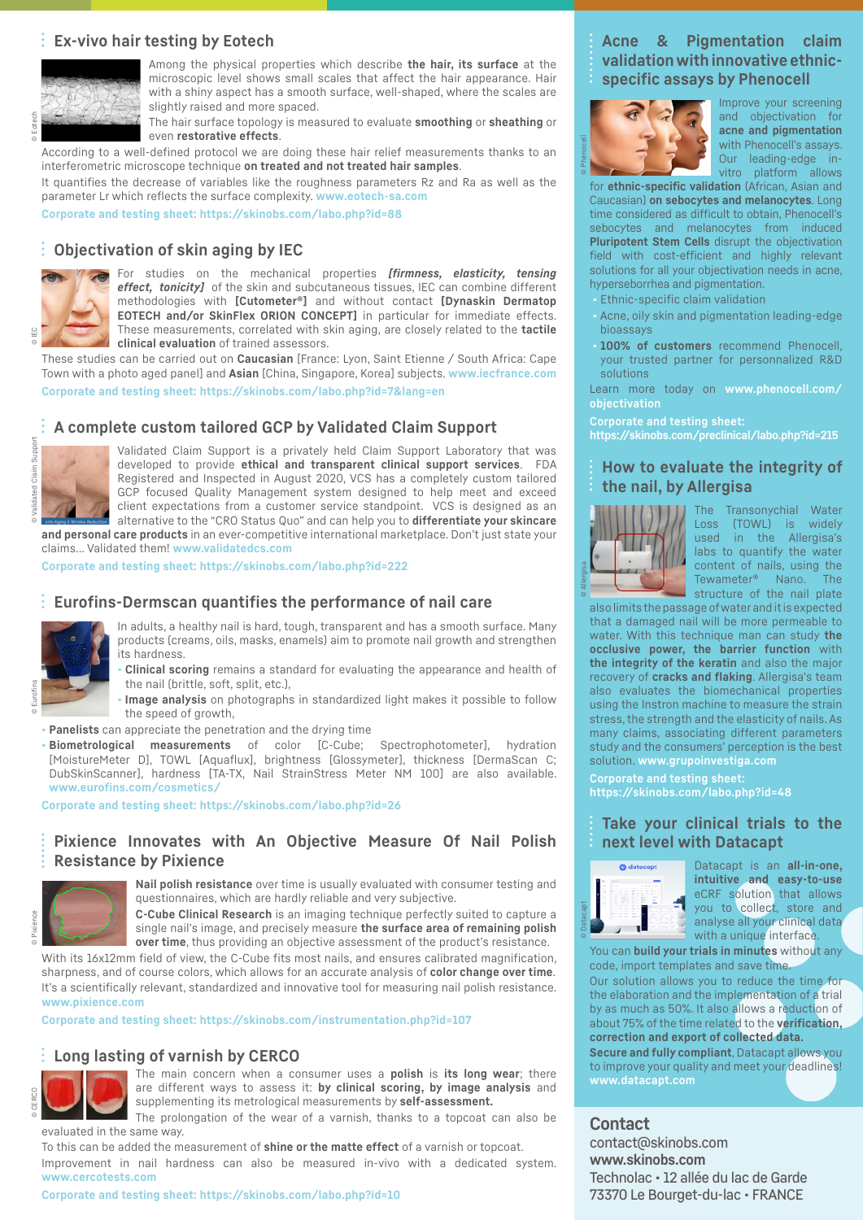## Ex-vivo hair testing by Eotech

Among the physical properties which describe **the hair, its surface** at the microscopic level shows small scales that affect the hair appearance. Hair with a shiny aspect has a smooth surface, well-shaped, where the scales are slightly raised and more spaced.

The hair surface topology is measured to evaluate **smoothing** or **sheathing** or even **restorative effects**.

According to a well-defined protocol we are doing these hair relief measurements thanks to an interferometric microscope technique **on treated and not treated hair samples**.

It quantifies the decrease of variables like the roughness parameters Rz and Ra as well as the parameter Lr which reflects the surface complexity. www.eotech-sa.com

**Corporate and testing sheet: https://skinobs.com/labo.php?id=88**

## Objectivation of skin aging by IEC

For studies on the mechanical properties ***[firmness, elasticity, tensing effect, tonicity]*** of the skin and subcutaneous tissues, IEC can combine different methodologies with **[Cutometer®]** and without contact **[Dynaskin Dermatop EOTECH and/or SkinFlex ORION CONCEPT]** in particular for immediate effects. These measurements, correlated with skin aging, are closely related to the **tactile clinical evaluation** of trained assessors.

These studies can be carried out on **Caucasian** [France: Lyon, Saint Etienne / South Africa: Cape Town with a photo aged panel] and **Asian** [China, Singapore, Korea] subjects. www.iecfrance.com

**Corporate and testing sheet: https://skinobs.com/labo.php?id=7&lang=en**

## A complete custom tailored GCP by Validated Claim Support

Validated Claim Support is a privately held Claim Support Laboratory that was developed to provide **ethical and transparent clinical support services**. FDA Registered and Inspected in August 2020, VCS has a completely custom tailored GCP focused Quality Management system designed to help meet and exceed client expectations from a customer service standpoint. VCS is designed as an alternative to the "CRO Status Quo" and can help you to **differentiate your skincare and personal care products** in an ever-competitive international marketplace. Don't just state your claims... Validated them! www.validatedcs.com

**Corporate and testing sheet: https://skinobs.com/labo.php?id=222**

## Eurofins-Dermscan quantifies the performance of nail care

In adults, a healthy nail is hard, tough, transparent and has a smooth surface. Many products (creams, oils, masks, enamels) aim to promote nail growth and strengthen its hardness.

- **Clinical scoring** remains a standard for evaluating the appearance and health of the nail (brittle, soft, split, etc.),
- **Image analysis** on photographs in standardized light makes it possible to follow the speed of growth,
- **Panelists** can appreciate the penetration and the drying time
- **Biometrological measurements** of color [C-Cube; Spectrophotometer], hydration [MoistureMeter D], TOWL [Aquaflux], brightness [Glossymeter], thickness [DermaScan C; DubSkinScanner], hardness [TA-TX, Nail StrainStress Meter NM 100] are also available.

www.eurofins.com/cosmetics/

**Corporate and testing sheet: https://skinobs.com/labo.php?id=26**

## Pixience Innovates with An Objective Measure Of Nail Polish Resistance by Pixience

**Nail polish resistance** over time is usually evaluated with consumer testing and questionnaires, which are hardly reliable and very subjective.

**C-Cube Clinical Research** is an imaging technique perfectly suited to capture a single nail's image, and precisely measure **the surface area of remaining polish over time**, thus providing an objective assessment of the product's resistance.

With its 16x12mm field of view, the C-Cube fits most nails, and ensures calibrated magnification, sharpness, and of course colors, which allows for an accurate analysis of **color change over time**. It's a scientifically relevant, standardized and innovative tool for measuring nail polish resistance. www.pixience.com

**Corporate and testing sheet: https://skinobs.com/instrumentation.php?id=107**

## Long lasting of varnish by CERCO

The main concern when a consumer uses a **polish** is **its long wear**; there are different ways to assess it: **by clinical scoring, by image analysis** and supplementing its metrological measurements by **self-assessment.**

The prolongation of the wear of a varnish, thanks to a topcoat can also be evaluated in the same way.

To this can be added the measurement of **shine or the matte effect** of a varnish or topcoat.

Improvement in nail hardness can also be measured in-vivo with a dedicated system. www.cercotests.com

**Corporate and testing sheet: https://skinobs.com/labo.php?id=10**

## Acne & Pigmentation claim validation with innovative ethnic-specific assays by Phenocell

Improve your screening and objectivation for **acne and pigmentation** with Phenocell's assays. Our leading-edge in-vitro platform allows for **ethnic-specific validation** (African, Asian and Caucasian) **on sebocytes and melanocytes**. Long time considered as difficult to obtain, Phenocell's sebocytes and melanocytes from induced **Pluripotent Stem Cells** disrupt the objectivation field with cost-efficient and highly relevant solutions for all your objectivation needs in acne, hyperseborrhea and pigmentation.

- Ethnic-specific claim validation
- Acne, oily skin and pigmentation leading-edge bioassays
- **100% of customers** recommend Phenocell, your trusted partner for personnalized R&D solutions

Learn more today on **www.phenocell.com/objectivation**

**Corporate and testing sheet: https://skinobs.com/preclinical/labo.php?id=215**

## How to evaluate the integrity of the nail, by Allergisa

The Transonychial Water Loss (TOWL) is widely used in the Allergisa's labs to quantify the water content of nails, using the Tewameter® Nano. The structure of the nail plate also limits the passage of water and it is expected that a damaged nail will be more permeable to water. With this technique man can study **the occlusive power, the barrier function** with **the integrity of the keratin** and also the major recovery of **cracks and flaking**. Allergisa's team also evaluates the biomechanical properties using the Instron machine to measure the strain stress, the strength and the elasticity of nails. As many claims, associating different parameters study and the consumers' perception is the best solution. **www.grupoinvestiga.com**

**Corporate and testing sheet: https://skinobs.com/labo.php?id=48**

## Take your clinical trials to the next level with Datacapt

Datacapt is an **all-in-one, intuitive and easy-to-use** eCRF solution that allows you to collect, store and analyse all your clinical data with a unique interface.

You can **build your trials in minutes** without any code, import templates and save time.

Our solution allows you to reduce the time for the elaboration and the implementation of a trial by as much as 50%. It also allows a reduction of about 75% of the time related to the **verification, correction and export of collected data.**

**Secure and fully compliant**, Datacapt allows you to improve your quality and meet your deadlines! **www.datacapt.com**

## Contact

contact@skinobs.com
**www.skinobs.com**
Technolac • 12 allée du lac de Garde
73370 Le Bourget-du-lac • FRANCE